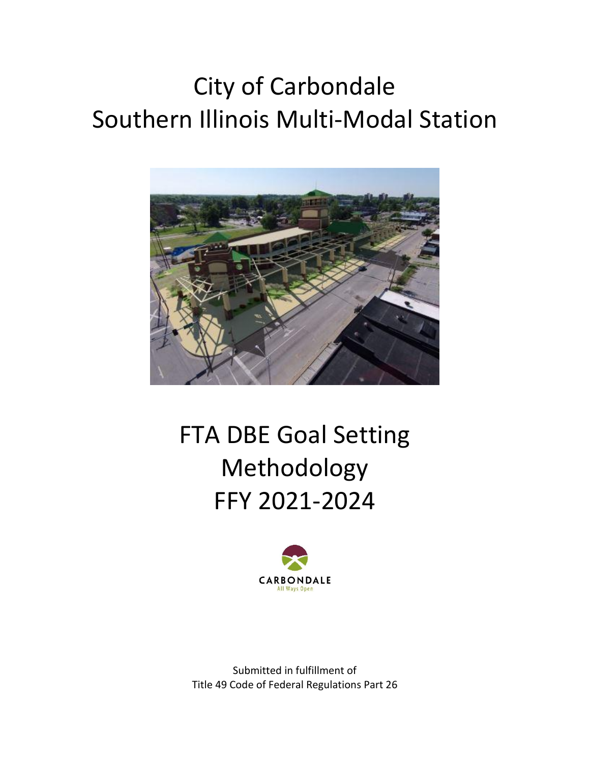# City of Carbondale
# Southern Illinois Multi-Modal Station

# FTA DBE Goal Setting Methodology FFY 2021-2024

CARBONDALE
All Ways Open

Submitted in fulfillment of
Title 49 Code of Federal Regulations Part 26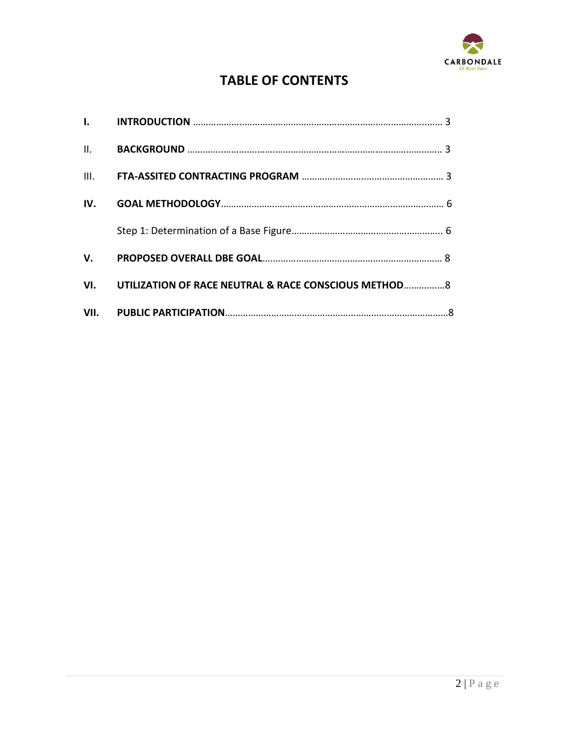# TABLE OF CONTENTS

| | | |
|---|---|---|
| **I.** | **INTRODUCTION** | 3 |
| II. | **BACKGROUND** | 3 |
| III. | **FTA-ASSITED CONTRACTING PROGRAM** | 3 |
| **IV.** | **GOAL METHODOLOGY** | 6 |
| | Step 1: Determination of a Base Figure | 6 |
| **V.** | **PROPOSED OVERALL DBE GOAL** | 8 |
| **VI.** | **UTILIZATION OF RACE NEUTRAL & RACE CONSCIOUS METHOD** | 8 |
| **VII.** | **PUBLIC PARTICIPATION** | 8 |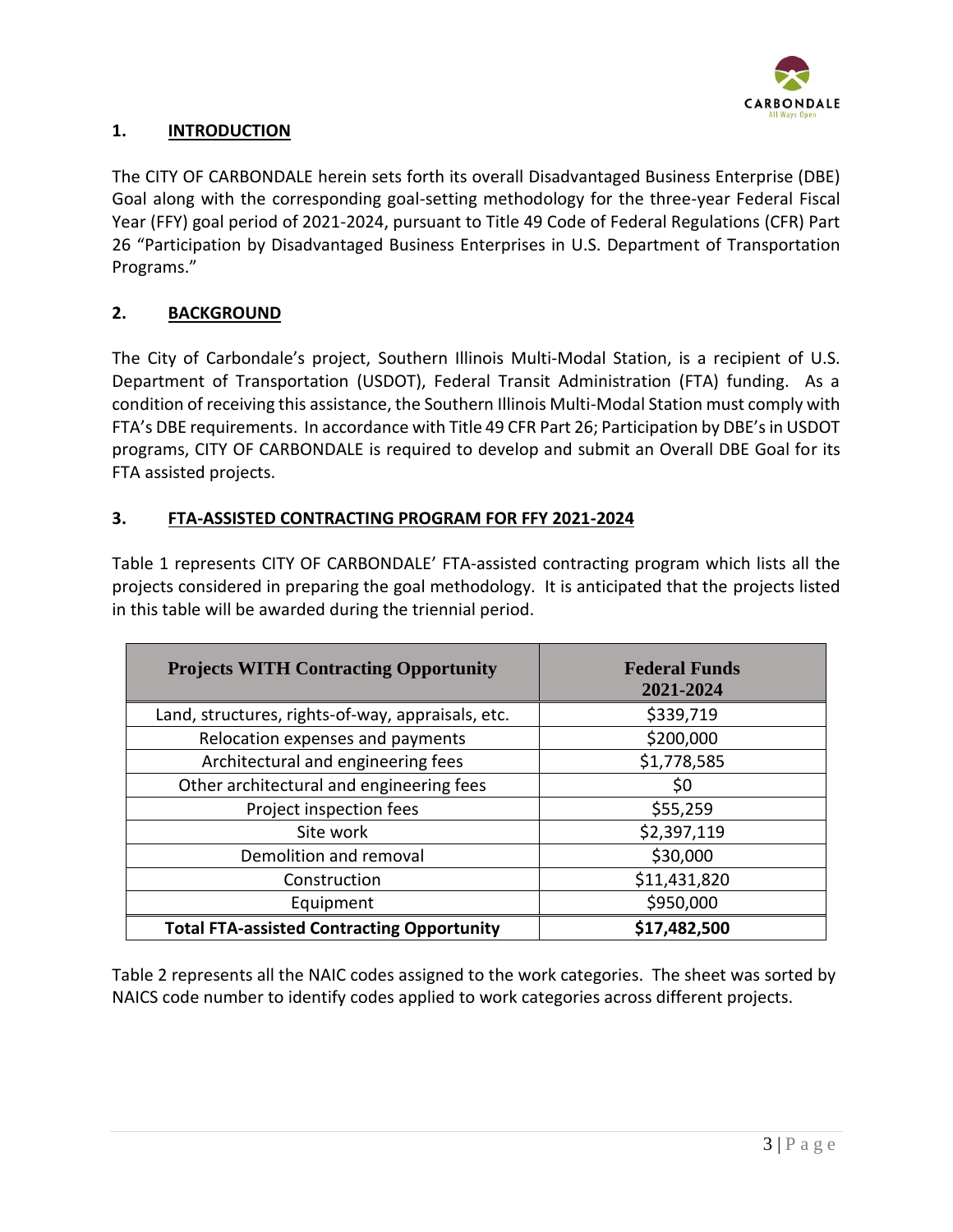## 1. INTRODUCTION

The CITY OF CARBONDALE herein sets forth its overall Disadvantaged Business Enterprise (DBE) Goal along with the corresponding goal-setting methodology for the three-year Federal Fiscal Year (FFY) goal period of 2021-2024, pursuant to Title 49 Code of Federal Regulations (CFR) Part 26 "Participation by Disadvantaged Business Enterprises in U.S. Department of Transportation Programs."

## 2. BACKGROUND

The City of Carbondale's project, Southern Illinois Multi-Modal Station, is a recipient of U.S. Department of Transportation (USDOT), Federal Transit Administration (FTA) funding. As a condition of receiving this assistance, the Southern Illinois Multi-Modal Station must comply with FTA's DBE requirements. In accordance with Title 49 CFR Part 26; Participation by DBE's in USDOT programs, CITY OF CARBONDALE is required to develop and submit an Overall DBE Goal for its FTA assisted projects.

## 3. FTA-ASSISTED CONTRACTING PROGRAM FOR FFY 2021-2024

Table 1 represents CITY OF CARBONDALE' FTA-assisted contracting program which lists all the projects considered in preparing the goal methodology. It is anticipated that the projects listed in this table will be awarded during the triennial period.

| Projects WITH Contracting Opportunity | Federal Funds 2021-2024 |
|---|---|
| Land, structures, rights-of-way, appraisals, etc. | $339,719 |
| Relocation expenses and payments | $200,000 |
| Architectural and engineering fees | $1,778,585 |
| Other architectural and engineering fees | $0 |
| Project inspection fees | $55,259 |
| Site work | $2,397,119 |
| Demolition and removal | $30,000 |
| Construction | $11,431,820 |
| Equipment | $950,000 |
| **Total FTA-assisted Contracting Opportunity** | **$17,482,500** |

Table 2 represents all the NAIC codes assigned to the work categories. The sheet was sorted by NAICS code number to identify codes applied to work categories across different projects.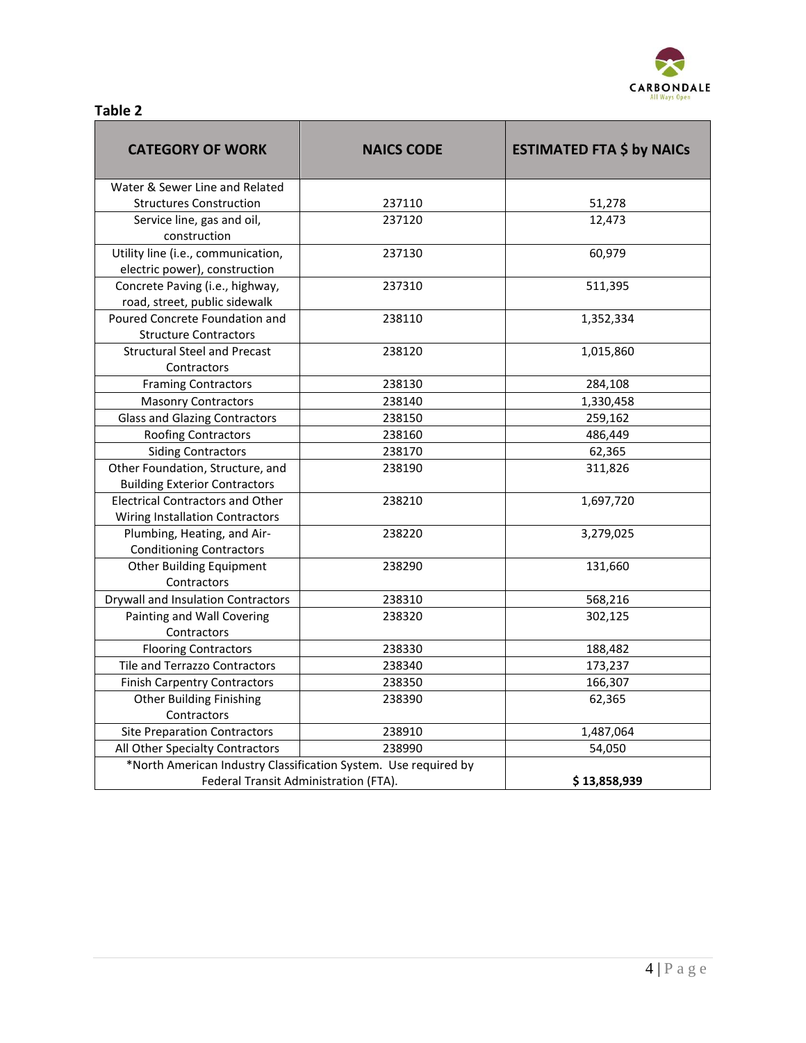**Table 2**

| CATEGORY OF WORK | NAICS CODE | ESTIMATED FTA $ by NAICs |
|---|---|---|
| Water & Sewer Line and Related Structures Construction | 237110 | 51,278 |
| Service line, gas and oil, construction | 237120 | 12,473 |
| Utility line (i.e., communication, electric power), construction | 237130 | 60,979 |
| Concrete Paving (i.e., highway, road, street, public sidewalk | 237310 | 511,395 |
| Poured Concrete Foundation and Structure Contractors | 238110 | 1,352,334 |
| Structural Steel and Precast Contractors | 238120 | 1,015,860 |
| Framing Contractors | 238130 | 284,108 |
| Masonry Contractors | 238140 | 1,330,458 |
| Glass and Glazing Contractors | 238150 | 259,162 |
| Roofing Contractors | 238160 | 486,449 |
| Siding Contractors | 238170 | 62,365 |
| Other Foundation, Structure, and Building Exterior Contractors | 238190 | 311,826 |
| Electrical Contractors and Other Wiring Installation Contractors | 238210 | 1,697,720 |
| Plumbing, Heating, and Air-Conditioning Contractors | 238220 | 3,279,025 |
| Other Building Equipment Contractors | 238290 | 131,660 |
| Drywall and Insulation Contractors | 238310 | 568,216 |
| Painting and Wall Covering Contractors | 238320 | 302,125 |
| Flooring Contractors | 238330 | 188,482 |
| Tile and Terrazzo Contractors | 238340 | 173,237 |
| Finish Carpentry Contractors | 238350 | 166,307 |
| Other Building Finishing Contractors | 238390 | 62,365 |
| Site Preparation Contractors | 238910 | 1,487,064 |
| All Other Specialty Contractors | 238990 | 54,050 |
| *North American Industry Classification System. Use required by Federal Transit Administration (FTA). | | **$ 13,858,939** |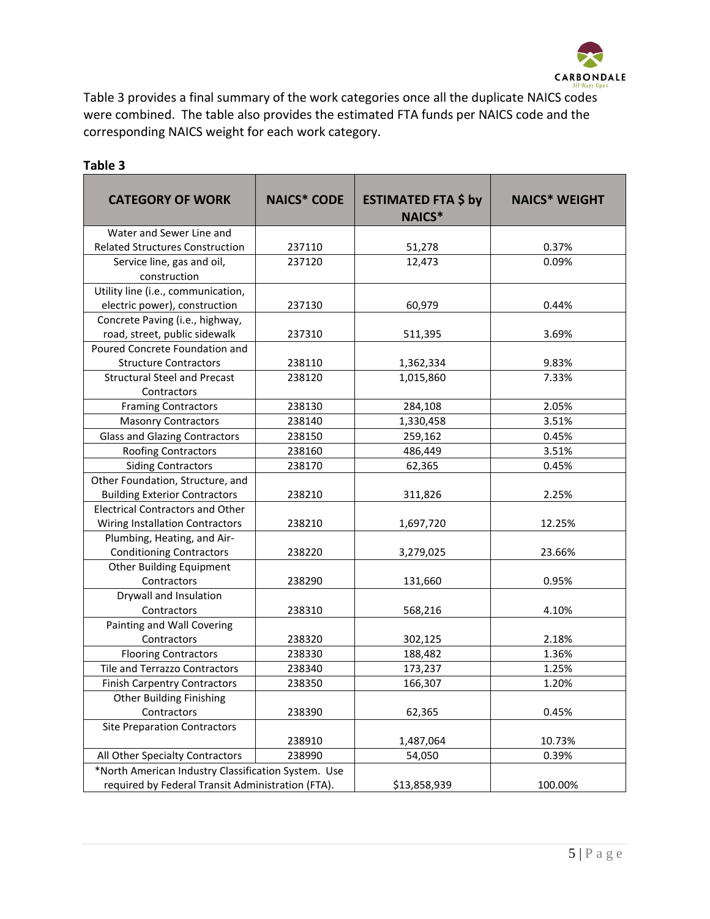Table 3 provides a final summary of the work categories once all the duplicate NAICS codes were combined. The table also provides the estimated FTA funds per NAICS code and the corresponding NAICS weight for each work category.

**Table 3**

| CATEGORY OF WORK | NAICS* CODE | ESTIMATED FTA $ by NAICS* | NAICS* WEIGHT |
|---|---|---|---|
| Water and Sewer Line and Related Structures Construction | 237110 | 51,278 | 0.37% |
| Service line, gas and oil, construction | 237120 | 12,473 | 0.09% |
| Utility line (i.e., communication, electric power), construction | 237130 | 60,979 | 0.44% |
| Concrete Paving (i.e., highway, road, street, public sidewalk | 237310 | 511,395 | 3.69% |
| Poured Concrete Foundation and Structure Contractors | 238110 | 1,362,334 | 9.83% |
| Structural Steel and Precast Contractors | 238120 | 1,015,860 | 7.33% |
| Framing Contractors | 238130 | 284,108 | 2.05% |
| Masonry Contractors | 238140 | 1,330,458 | 3.51% |
| Glass and Glazing Contractors | 238150 | 259,162 | 0.45% |
| Roofing Contractors | 238160 | 486,449 | 3.51% |
| Siding Contractors | 238170 | 62,365 | 0.45% |
| Other Foundation, Structure, and Building Exterior Contractors | 238210 | 311,826 | 2.25% |
| Electrical Contractors and Other Wiring Installation Contractors | 238210 | 1,697,720 | 12.25% |
| Plumbing, Heating, and Air-Conditioning Contractors | 238220 | 3,279,025 | 23.66% |
| Other Building Equipment Contractors | 238290 | 131,660 | 0.95% |
| Drywall and Insulation Contractors | 238310 | 568,216 | 4.10% |
| Painting and Wall Covering Contractors | 238320 | 302,125 | 2.18% |
| Flooring Contractors | 238330 | 188,482 | 1.36% |
| Tile and Terrazzo Contractors | 238340 | 173,237 | 1.25% |
| Finish Carpentry Contractors | 238350 | 166,307 | 1.20% |
| Other Building Finishing Contractors | 238390 | 62,365 | 0.45% |
| Site Preparation Contractors | 238910 | 1,487,064 | 10.73% |
| All Other Specialty Contractors | 238990 | 54,050 | 0.39% |
| *North American Industry Classification System. Use required by Federal Transit Administration (FTA). | | $13,858,939 | 100.00% |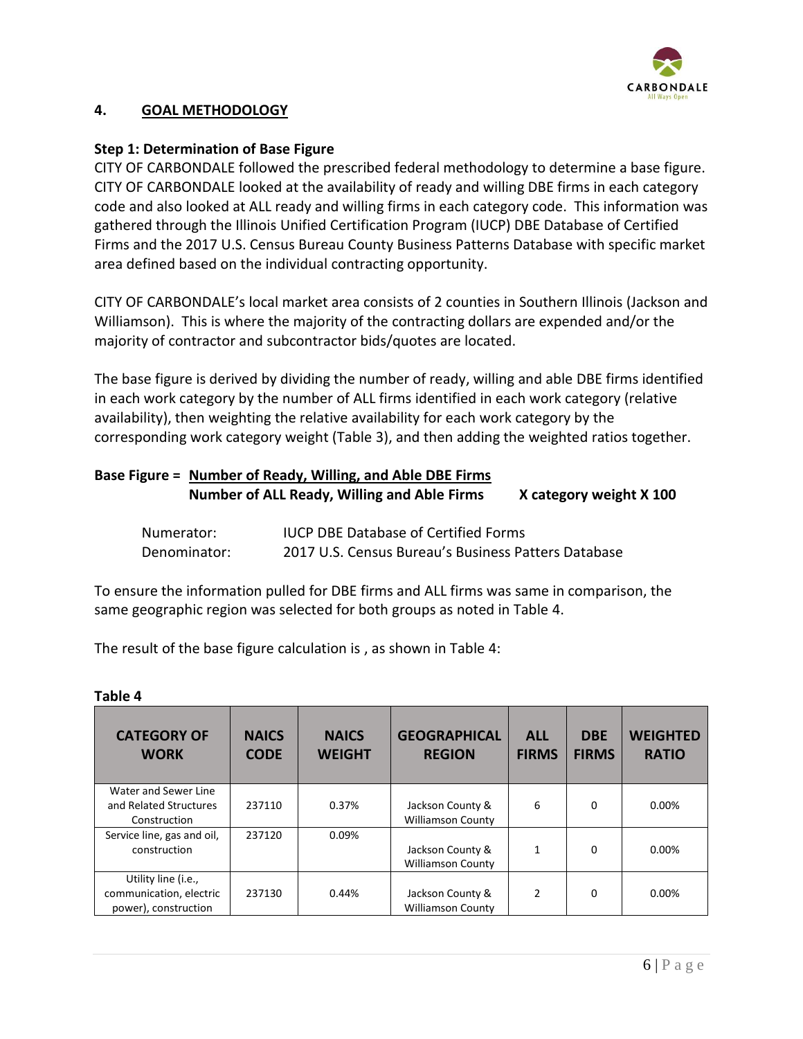## 4. GOAL METHODOLOGY

**Step 1: Determination of Base Figure**

CITY OF CARBONDALE followed the prescribed federal methodology to determine a base figure. CITY OF CARBONDALE looked at the availability of ready and willing DBE firms in each category code and also looked at ALL ready and willing firms in each category code. This information was gathered through the Illinois Unified Certification Program (IUCP) DBE Database of Certified Firms and the 2017 U.S. Census Bureau County Business Patterns Database with specific market area defined based on the individual contracting opportunity.

CITY OF CARBONDALE's local market area consists of 2 counties in Southern Illinois (Jackson and Williamson). This is where the majority of the contracting dollars are expended and/or the majority of contractor and subcontractor bids/quotes are located.

The base figure is derived by dividing the number of ready, willing and able DBE firms identified in each work category by the number of ALL firms identified in each work category (relative availability), then weighting the relative availability for each work category by the corresponding work category weight (Table 3), and then adding the weighted ratios together.

$$\text{Base Figure} = \frac{\text{Number of Ready, Willing, and Able DBE Firms}}{\text{Number of ALL Ready, Willing and Able Firms}} \times \text{category weight} \times 100$$

Numerator: IUCP DBE Database of Certified Forms

Denominator: 2017 U.S. Census Bureau's Business Patters Database

To ensure the information pulled for DBE firms and ALL firms was same in comparison, the same geographic region was selected for both groups as noted in Table 4.

The result of the base figure calculation is , as shown in Table 4:

**Table 4**

| CATEGORY OF WORK | NAICS CODE | NAICS WEIGHT | GEOGRAPHICAL REGION | ALL FIRMS | DBE FIRMS | WEIGHTED RATIO |
|---|---|---|---|---|---|---|
| Water and Sewer Line and Related Structures Construction | 237110 | 0.37% | Jackson County & Williamson County | 6 | 0 | 0.00% |
| Service line, gas and oil, construction | 237120 | 0.09% | Jackson County & Williamson County | 1 | 0 | 0.00% |
| Utility line (i.e., communication, electric power), construction | 237130 | 0.44% | Jackson County & Williamson County | 2 | 0 | 0.00% |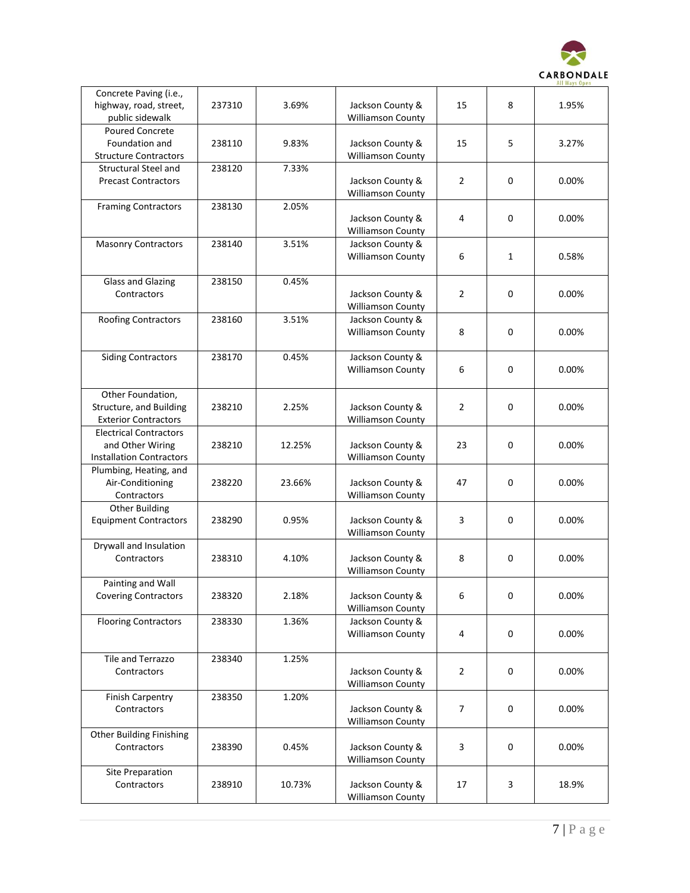| Concrete Paving (i.e., highway, road, street, public sidewalk | 237310 | 3.69% | Jackson County & Williamson County | 15 | 8 | 1.95% |
|---|---|---|---|---|---|---|
| Poured Concrete Foundation and Structure Contractors | 238110 | 9.83% | Jackson County & Williamson County | 15 | 5 | 3.27% |
| Structural Steel and Precast Contractors | 238120 | 7.33% | Jackson County & Williamson County | 2 | 0 | 0.00% |
| Framing Contractors | 238130 | 2.05% | Jackson County & Williamson County | 4 | 0 | 0.00% |
| Masonry Contractors | 238140 | 3.51% | Jackson County & Williamson County | 6 | 1 | 0.58% |
| Glass and Glazing Contractors | 238150 | 0.45% | Jackson County & Williamson County | 2 | 0 | 0.00% |
| Roofing Contractors | 238160 | 3.51% | Jackson County & Williamson County | 8 | 0 | 0.00% |
| Siding Contractors | 238170 | 0.45% | Jackson County & Williamson County | 6 | 0 | 0.00% |
| Other Foundation, Structure, and Building Exterior Contractors | 238210 | 2.25% | Jackson County & Williamson County | 2 | 0 | 0.00% |
| Electrical Contractors and Other Wiring Installation Contractors | 238210 | 12.25% | Jackson County & Williamson County | 23 | 0 | 0.00% |
| Plumbing, Heating, and Air-Conditioning Contractors | 238220 | 23.66% | Jackson County & Williamson County | 47 | 0 | 0.00% |
| Other Building Equipment Contractors | 238290 | 0.95% | Jackson County & Williamson County | 3 | 0 | 0.00% |
| Drywall and Insulation Contractors | 238310 | 4.10% | Jackson County & Williamson County | 8 | 0 | 0.00% |
| Painting and Wall Covering Contractors | 238320 | 2.18% | Jackson County & Williamson County | 6 | 0 | 0.00% |
| Flooring Contractors | 238330 | 1.36% | Jackson County & Williamson County | 4 | 0 | 0.00% |
| Tile and Terrazzo Contractors | 238340 | 1.25% | Jackson County & Williamson County | 2 | 0 | 0.00% |
| Finish Carpentry Contractors | 238350 | 1.20% | Jackson County & Williamson County | 7 | 0 | 0.00% |
| Other Building Finishing Contractors | 238390 | 0.45% | Jackson County & Williamson County | 3 | 0 | 0.00% |
| Site Preparation Contractors | 238910 | 10.73% | Jackson County & Williamson County | 17 | 3 | 18.9% |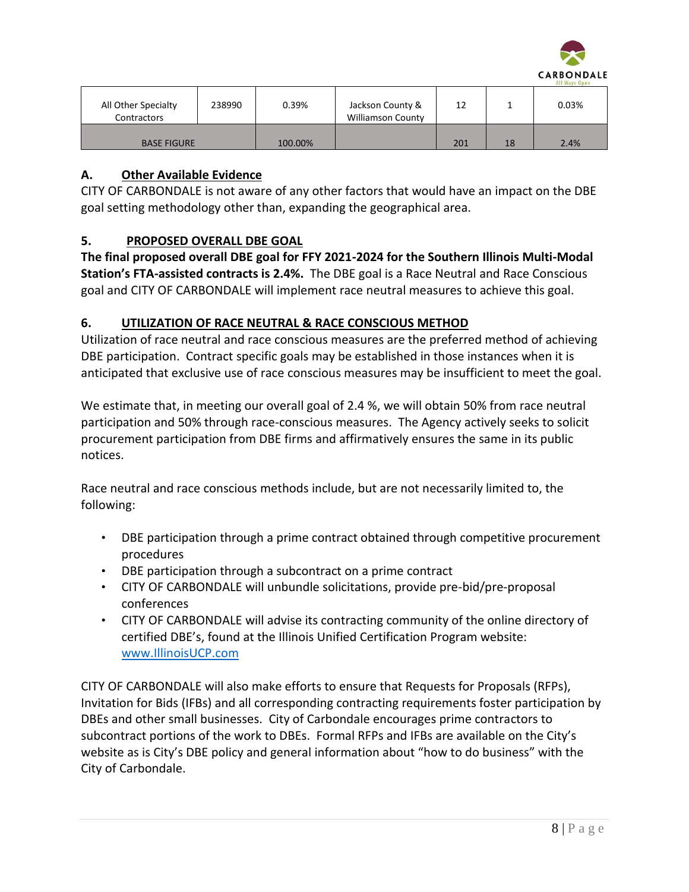| All Other Specialty Contractors | 238990 | 0.39% | Jackson County & Williamson County | 12 | 1 | 0.03% |
|---|---|---|---|---|---|---|
| BASE FIGURE | | 100.00% | | 201 | 18 | 2.4% |

### A. Other Available Evidence

CITY OF CARBONDALE is not aware of any other factors that would have an impact on the DBE goal setting methodology other than, expanding the geographical area.

## 5. PROPOSED OVERALL DBE GOAL

**The final proposed overall DBE goal for FFY 2021-2024 for the Southern Illinois Multi-Modal Station's FTA-assisted contracts is 2.4%.** The DBE goal is a Race Neutral and Race Conscious goal and CITY OF CARBONDALE will implement race neutral measures to achieve this goal.

## 6. UTILIZATION OF RACE NEUTRAL & RACE CONSCIOUS METHOD

Utilization of race neutral and race conscious measures are the preferred method of achieving DBE participation. Contract specific goals may be established in those instances when it is anticipated that exclusive use of race conscious measures may be insufficient to meet the goal.

We estimate that, in meeting our overall goal of 2.4 %, we will obtain 50% from race neutral participation and 50% through race-conscious measures. The Agency actively seeks to solicit procurement participation from DBE firms and affirmatively ensures the same in its public notices.

Race neutral and race conscious methods include, but are not necessarily limited to, the following:

- DBE participation through a prime contract obtained through competitive procurement procedures
- DBE participation through a subcontract on a prime contract
- CITY OF CARBONDALE will unbundle solicitations, provide pre-bid/pre-proposal conferences
- CITY OF CARBONDALE will advise its contracting community of the online directory of certified DBE's, found at the Illinois Unified Certification Program website: [www.IllinoisUCP.com](http://www.IllinoisUCP.com)

CITY OF CARBONDALE will also make efforts to ensure that Requests for Proposals (RFPs), Invitation for Bids (IFBs) and all corresponding contracting requirements foster participation by DBEs and other small businesses. City of Carbondale encourages prime contractors to subcontract portions of the work to DBEs. Formal RFPs and IFBs are available on the City's website as is City's DBE policy and general information about "how to do business" with the City of Carbondale.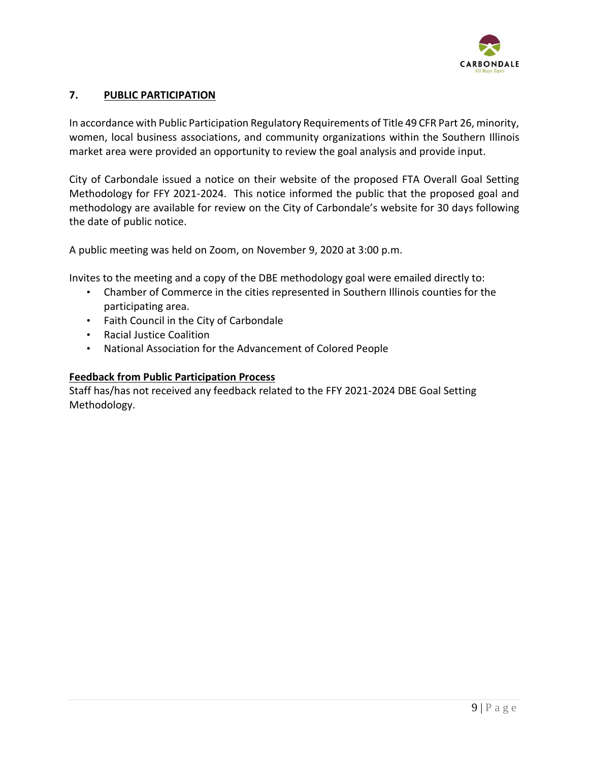## 7. PUBLIC PARTICIPATION

In accordance with Public Participation Regulatory Requirements of Title 49 CFR Part 26, minority, women, local business associations, and community organizations within the Southern Illinois market area were provided an opportunity to review the goal analysis and provide input.

City of Carbondale issued a notice on their website of the proposed FTA Overall Goal Setting Methodology for FFY 2021-2024. This notice informed the public that the proposed goal and methodology are available for review on the City of Carbondale's website for 30 days following the date of public notice.

A public meeting was held on Zoom, on November 9, 2020 at 3:00 p.m.

Invites to the meeting and a copy of the DBE methodology goal were emailed directly to:

- Chamber of Commerce in the cities represented in Southern Illinois counties for the participating area.
- Faith Council in the City of Carbondale
- Racial Justice Coalition
- National Association for the Advancement of Colored People

**Feedback from Public Participation Process**

Staff has/has not received any feedback related to the FFY 2021-2024 DBE Goal Setting Methodology.